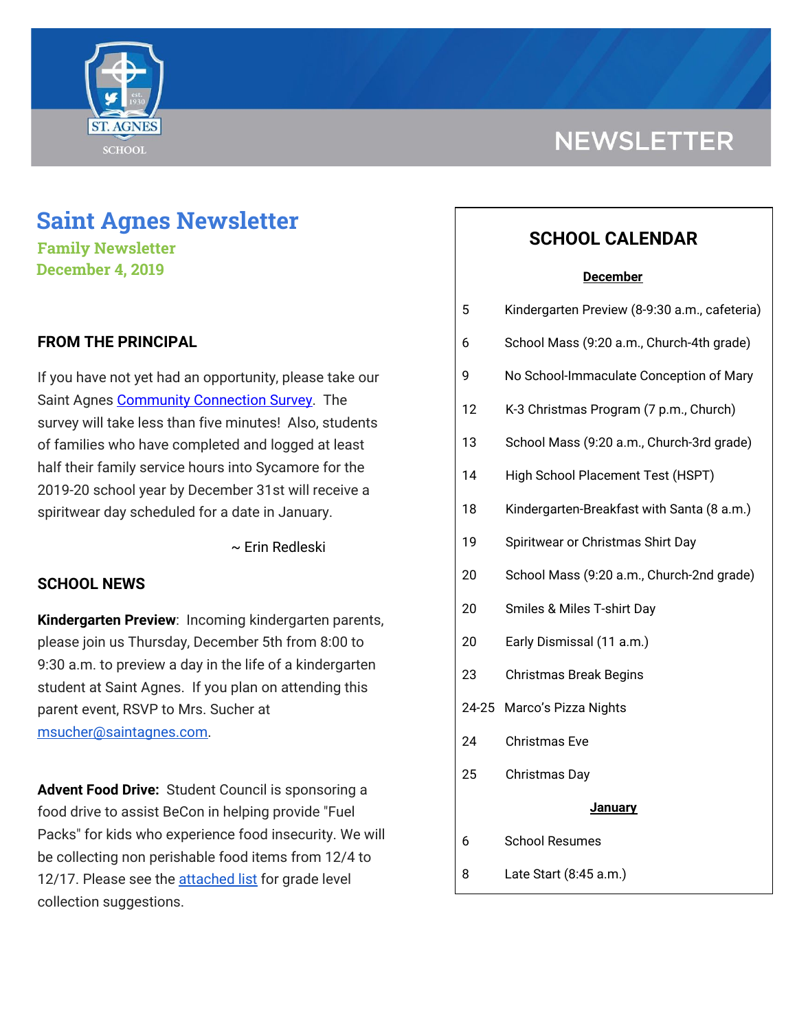# NEWSLETTER

# Saint Agnes Newsletter

**Family Newsletter**
**December 4, 2019**

## FROM THE PRINCIPAL

If you have not yet had an opportunity, please take our Saint Agnes Community Connection Survey. The survey will take less than five minutes! Also, students of families who have completed and logged at least half their family service hours into Sycamore for the 2019-20 school year by December 31st will receive a spiritwear day scheduled for a date in January.

~ Erin Redleski

## SCHOOL NEWS

**Kindergarten Preview**: Incoming kindergarten parents, please join us Thursday, December 5th from 8:00 to 9:30 a.m. to preview a day in the life of a kindergarten student at Saint Agnes. If you plan on attending this parent event, RSVP to Mrs. Sucher at msucher@saintagnes.com.

**Advent Food Drive:** Student Council is sponsoring a food drive to assist BeCon in helping provide "Fuel Packs" for kids who experience food insecurity. We will be collecting non perishable food items from 12/4 to 12/17. Please see the attached list for grade level collection suggestions.

## SCHOOL CALENDAR

**December**

| | |
|---|---|
| 5 | Kindergarten Preview (8-9:30 a.m., cafeteria) |
| 6 | School Mass (9:20 a.m., Church-4th grade) |
| 9 | No School-Immaculate Conception of Mary |
| 12 | K-3 Christmas Program (7 p.m., Church) |
| 13 | School Mass (9:20 a.m., Church-3rd grade) |
| 14 | High School Placement Test (HSPT) |
| 18 | Kindergarten-Breakfast with Santa (8 a.m.) |
| 19 | Spiritwear or Christmas Shirt Day |
| 20 | School Mass (9:20 a.m., Church-2nd grade) |
| 20 | Smiles & Miles T-shirt Day |
| 20 | Early Dismissal (11 a.m.) |
| 23 | Christmas Break Begins |
| 24-25 | Marco's Pizza Nights |
| 24 | Christmas Eve |
| 25 | Christmas Day |

**January**

| | |
|---|---|
| 6 | School Resumes |
| 8 | Late Start (8:45 a.m.) |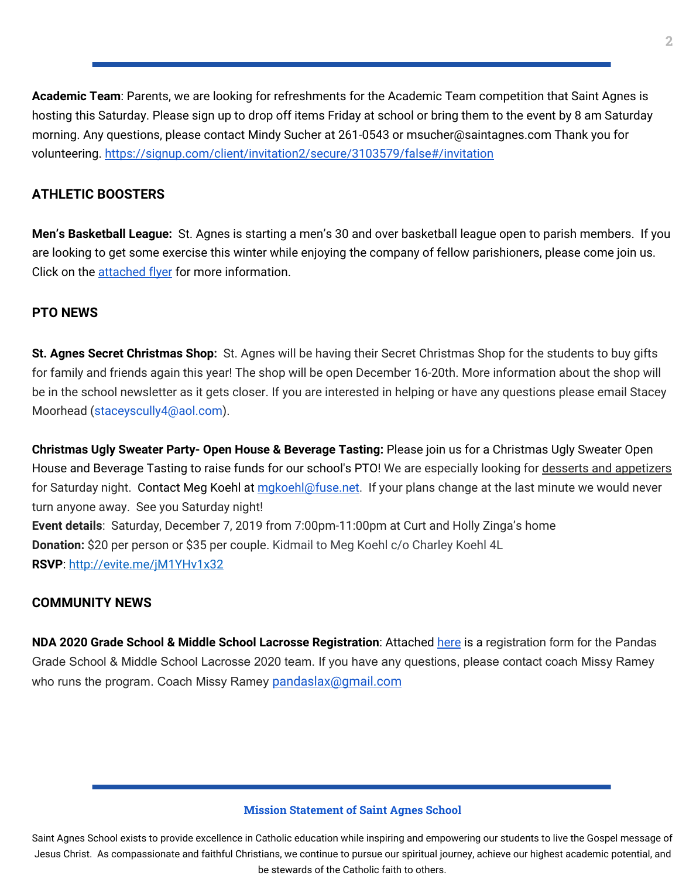**Academic Team**: Parents, we are looking for refreshments for the Academic Team competition that Saint Agnes is hosting this Saturday. Please sign up to drop off items Friday at school or bring them to the event by 8 am Saturday morning. Any questions, please contact Mindy Sucher at 261-0543 or msucher@saintagnes.com Thank you for volunteering. https://signup.com/client/invitation2/secure/3103579/false#/invitation

## ATHLETIC BOOSTERS

**Men's Basketball League:** St. Agnes is starting a men's 30 and over basketball league open to parish members. If you are looking to get some exercise this winter while enjoying the company of fellow parishioners, please come join us. Click on the attached flyer for more information.

## PTO NEWS

**St. Agnes Secret Christmas Shop:** St. Agnes will be having their Secret Christmas Shop for the students to buy gifts for family and friends again this year! The shop will be open December 16-20th. More information about the shop will be in the school newsletter as it gets closer. If you are interested in helping or have any questions please email Stacey Moorhead (staceyscully4@aol.com).

**Christmas Ugly Sweater Party- Open House & Beverage Tasting:** Please join us for a Christmas Ugly Sweater Open House and Beverage Tasting to raise funds for our school's PTO! We are especially looking for desserts and appetizers for Saturday night. Contact Meg Koehl at mgkoehl@fuse.net. If your plans change at the last minute we would never turn anyone away. See you Saturday night!
**Event details**: Saturday, December 7, 2019 from 7:00pm-11:00pm at Curt and Holly Zinga's home
**Donation:** $20 per person or $35 per couple. Kidmail to Meg Koehl c/o Charley Koehl 4L
**RSVP**: http://evite.me/jM1YHv1x32

## COMMUNITY NEWS

**NDA 2020 Grade School & Middle School Lacrosse Registration**: Attached here is a registration form for the Pandas Grade School & Middle School Lacrosse 2020 team. If you have any questions, please contact coach Missy Ramey who runs the program. Coach Missy Ramey pandaslax@gmail.com

### Mission Statement of Saint Agnes School

Saint Agnes School exists to provide excellence in Catholic education while inspiring and empowering our students to live the Gospel message of Jesus Christ. As compassionate and faithful Christians, we continue to pursue our spiritual journey, achieve our highest academic potential, and be stewards of the Catholic faith to others.